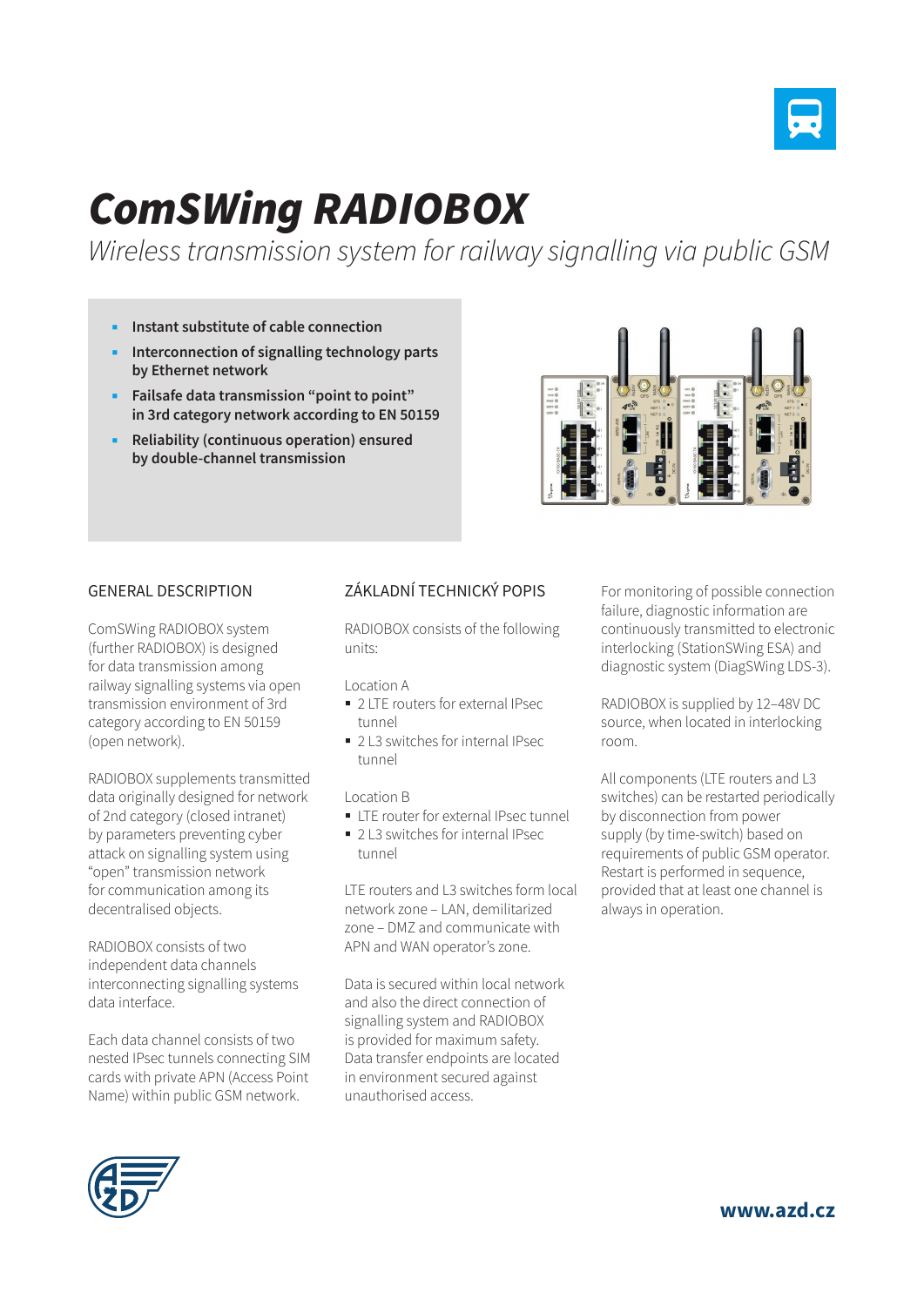# ComSWing RADIOBOX

*Wireless transmission system for railway signalling via public GSM*

- **Instant substitute of cable connection**
- **Interconnection of signalling technology parts by Ethernet network**
- **Failsafe data transmission "point to point" in 3rd category network according to EN 50159**
- **Reliability (continuous operation) ensured by double-channel transmission**

## GENERAL DESCRIPTION

ComSWing RADIOBOX system (further RADIOBOX) is designed for data transmission among railway signalling systems via open transmission environment of 3rd category according to EN 50159 (open network).

RADIOBOX supplements transmitted data originally designed for network of 2nd category (closed intranet) by parameters preventing cyber attack on signalling system using "open" transmission network for communication among its decentralised objects.

RADIOBOX consists of two independent data channels interconnecting signalling systems data interface.

Each data channel consists of two nested IPsec tunnels connecting SIM cards with private APN (Access Point Name) within public GSM network.

## ZÁKLADNÍ TECHNICKÝ POPIS

RADIOBOX consists of the following units:

Location A

- 2 LTE routers for external IPsec tunnel
- 2 L3 switches for internal IPsec tunnel

Location B

- LTE router for external IPsec tunnel
- 2 L3 switches for internal IPsec tunnel

LTE routers and L3 switches form local network zone – LAN, demilitarized zone – DMZ and communicate with APN and WAN operator's zone.

Data is secured within local network and also the direct connection of signalling system and RADIOBOX is provided for maximum safety. Data transfer endpoints are located in environment secured against unauthorised access.

For monitoring of possible connection failure, diagnostic information are continuously transmitted to electronic interlocking (StationSWing ESA) and diagnostic system (DiagSWing LDS-3).

RADIOBOX is supplied by 12–48V DC source, when located in interlocking room.

All components (LTE routers and L3 switches) can be restarted periodically by disconnection from power supply (by time-switch) based on requirements of public GSM operator. Restart is performed in sequence, provided that at least one channel is always in operation.

**www.azd.cz**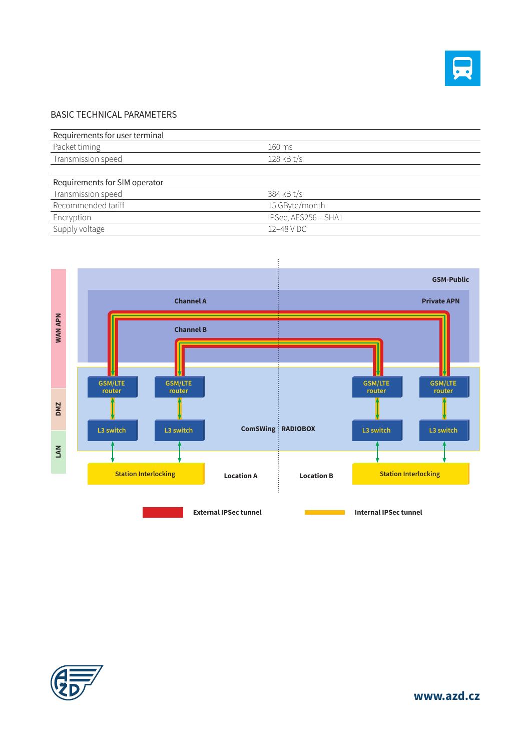## BASIC TECHNICAL PARAMETERS

| | |
|---|---|
| **Requirements for user terminal** | |
| Packet timing | 160 ms |
| Transmission speed | 128 kBit/s |

| | |
|---|---|
| **Requirements for SIM operator** | |
| Transmission speed | 384 kBit/s |
| Recommended tariff | 15 GByte/month |
| Encryption | IPSec, AES256 – SHA1 |
| Supply voltage | 12–48 V DC |

WAN APN
DMZ
LAN
GSM-Public
Channel A
Private APN
Channel B
GSM/LTE router
GSM/LTE router
GSM/LTE router
GSM/LTE router
L3 switch
L3 switch
ComSWing
RADIOBOX
L3 switch
L3 switch
Station Interlocking
Location A
Location B
Station Interlocking
External IPSec tunnel
Internal IPSec tunnel

www.azd.cz